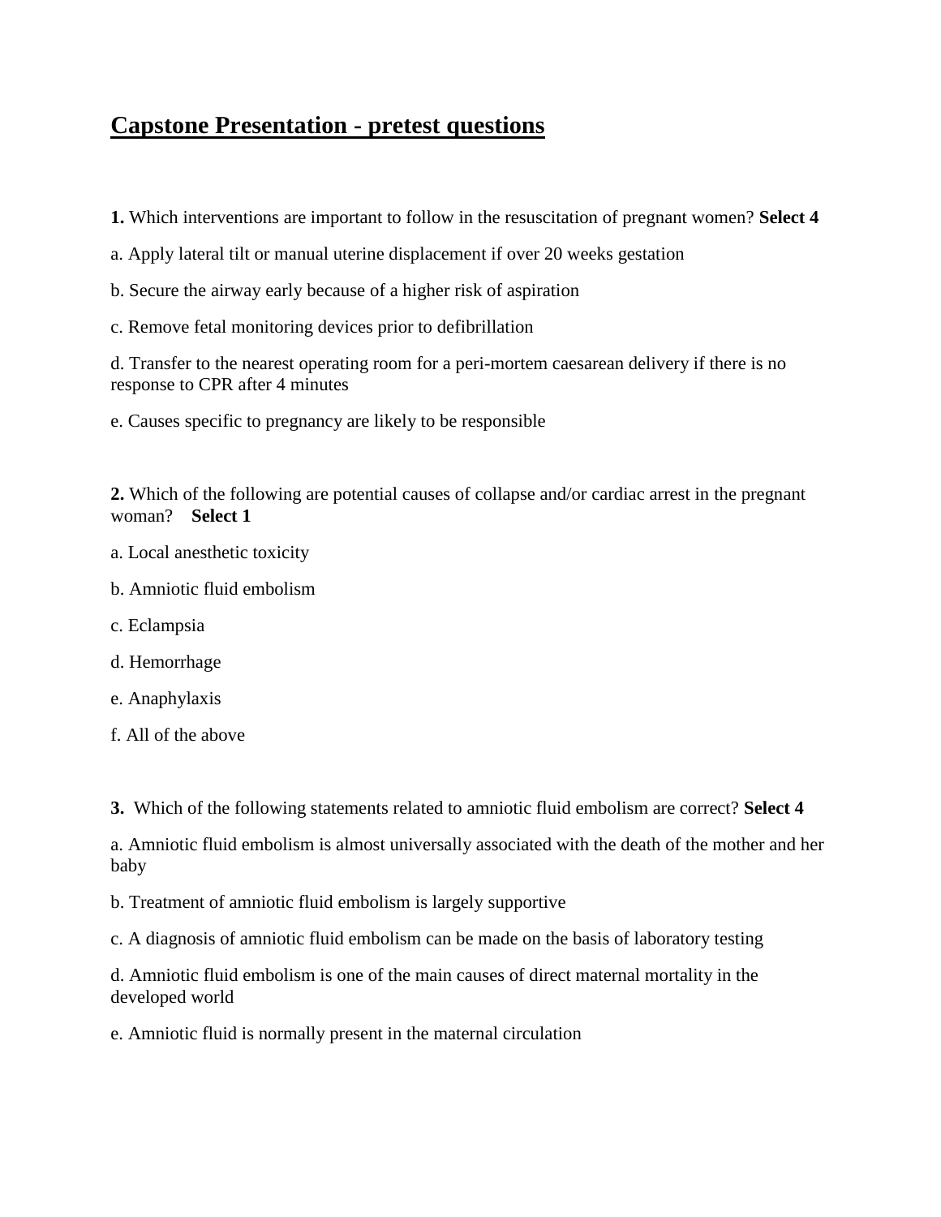# Capstone Presentation - pretest questions

**1.** Which interventions are important to follow in the resuscitation of pregnant women? **Select 4**

a. Apply lateral tilt or manual uterine displacement if over 20 weeks gestation

b. Secure the airway early because of a higher risk of aspiration

c. Remove fetal monitoring devices prior to defibrillation

d. Transfer to the nearest operating room for a peri-mortem caesarean delivery if there is no response to CPR after 4 minutes

e. Causes specific to pregnancy are likely to be responsible

**2.** Which of the following are potential causes of collapse and/or cardiac arrest in the pregnant woman? **Select 1**

a. Local anesthetic toxicity

b. Amniotic fluid embolism

c. Eclampsia

d. Hemorrhage

e. Anaphylaxis

f. All of the above

**3.** Which of the following statements related to amniotic fluid embolism are correct? **Select 4**

a. Amniotic fluid embolism is almost universally associated with the death of the mother and her baby

b. Treatment of amniotic fluid embolism is largely supportive

c. A diagnosis of amniotic fluid embolism can be made on the basis of laboratory testing

d. Amniotic fluid embolism is one of the main causes of direct maternal mortality in the developed world

e. Amniotic fluid is normally present in the maternal circulation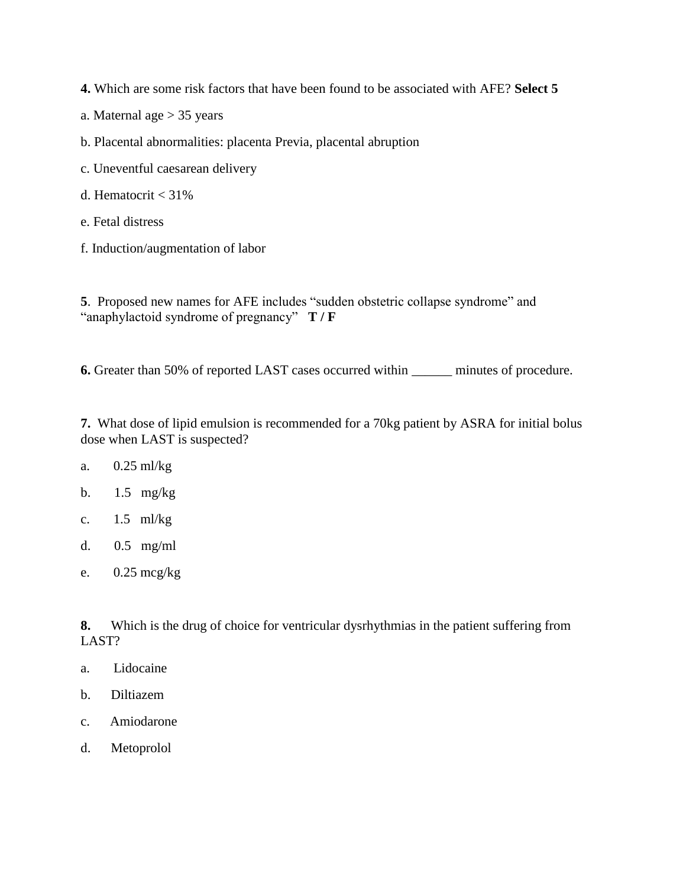**4.** Which are some risk factors that have been found to be associated with AFE? **Select 5**

a. Maternal age > 35 years

b. Placental abnormalities: placenta Previa, placental abruption

c. Uneventful caesarean delivery

d. Hematocrit < 31%

e. Fetal distress

f. Induction/augmentation of labor

**5**. Proposed new names for AFE includes "sudden obstetric collapse syndrome" and "anaphylactoid syndrome of pregnancy" **T / F**

**6.** Greater than 50% of reported LAST cases occurred within ______ minutes of procedure.

**7.** What dose of lipid emulsion is recommended for a 70kg patient by ASRA for initial bolus dose when LAST is suspected?

a. 0.25 ml/kg

b. 1.5 mg/kg

c. 1.5 ml/kg

d. 0.5 mg/ml

e. 0.25 mcg/kg

**8.** Which is the drug of choice for ventricular dysrhythmias in the patient suffering from LAST?

a. Lidocaine

b. Diltiazem

c. Amiodarone

d. Metoprolol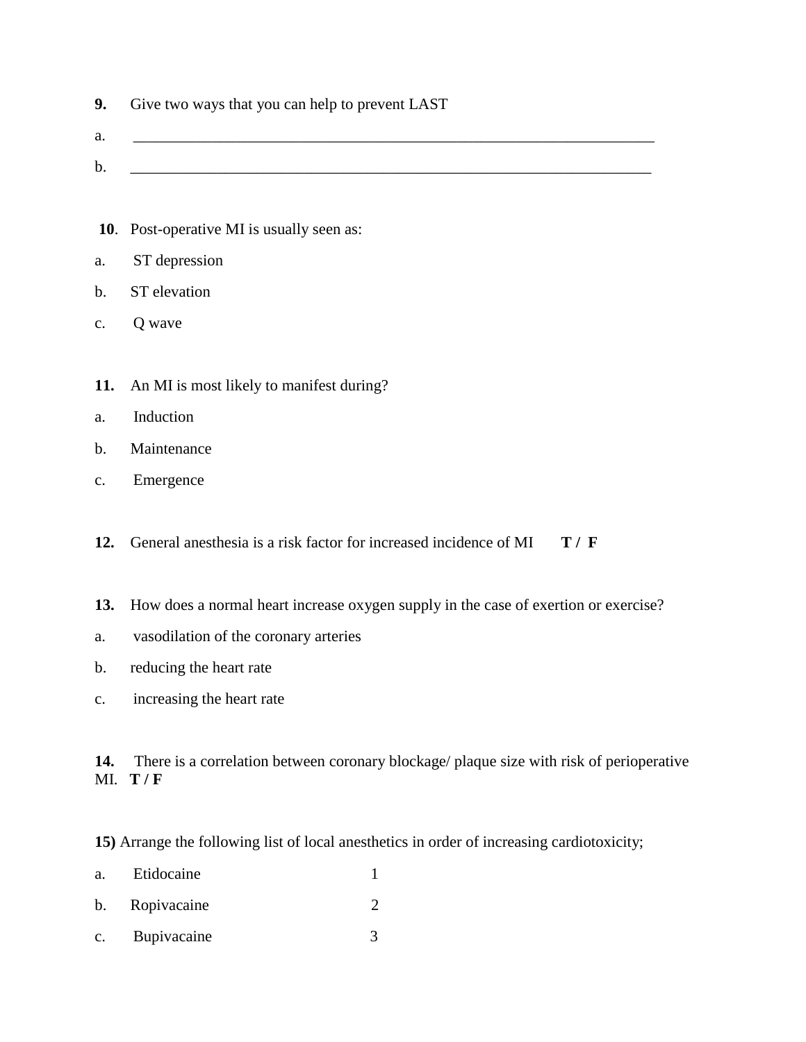**9.** Give two ways that you can help to prevent LAST

a. ______________________________________________________________________

b. ______________________________________________________________________

**10**. Post-operative MI is usually seen as:

a. ST depression

b. ST elevation

c. Q wave

**11.** An MI is most likely to manifest during?

a. Induction

b. Maintenance

c. Emergence

**12.** General anesthesia is a risk factor for increased incidence of MI **T / F**

**13.** How does a normal heart increase oxygen supply in the case of exertion or exercise?

a. vasodilation of the coronary arteries

b. reducing the heart rate

c. increasing the heart rate

**14.** There is a correlation between coronary blockage/ plaque size with risk of perioperative MI. **T / F**

**15)** Arrange the following list of local anesthetics in order of increasing cardiotoxicity;

a. Etidocaine 1

b. Ropivacaine 2

c. Bupivacaine 3